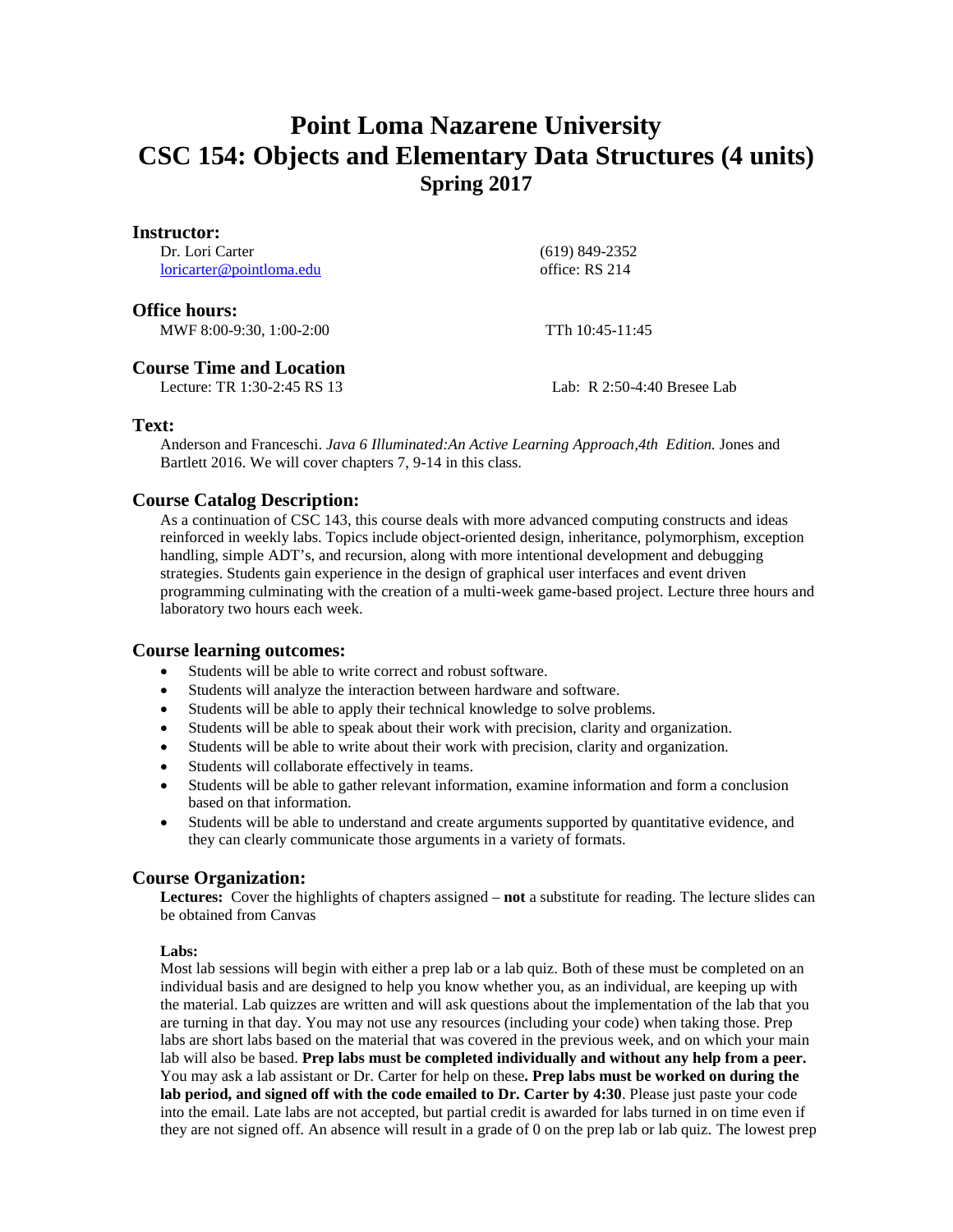# Point Loma Nazarene University
# CSC 154: Objects and Elementary Data Structures (4 units)
## Spring 2017

### Instructor:

Dr. Lori Carter
loricarter@pointloma.edu

(619) 849-2352
office: RS 214

### Office hours:

MWF 8:00-9:30, 1:00-2:00

TTh 10:45-11:45

### Course Time and Location

Lecture: TR 1:30-2:45 RS 13

Lab: R 2:50-4:40 Bresee Lab

### Text:

Anderson and Franceschi. *Java 6 Illuminated:An Active Learning Approach,4th Edition.* Jones and Bartlett 2016. We will cover chapters 7, 9-14 in this class.

### Course Catalog Description:

As a continuation of CSC 143, this course deals with more advanced computing constructs and ideas reinforced in weekly labs. Topics include object-oriented design, inheritance, polymorphism, exception handling, simple ADT's, and recursion, along with more intentional development and debugging strategies. Students gain experience in the design of graphical user interfaces and event driven programming culminating with the creation of a multi-week game-based project. Lecture three hours and laboratory two hours each week.

### Course learning outcomes:

- Students will be able to write correct and robust software.
- Students will analyze the interaction between hardware and software.
- Students will be able to apply their technical knowledge to solve problems.
- Students will be able to speak about their work with precision, clarity and organization.
- Students will be able to write about their work with precision, clarity and organization.
- Students will collaborate effectively in teams.
- Students will be able to gather relevant information, examine information and form a conclusion based on that information.
- Students will be able to understand and create arguments supported by quantitative evidence, and they can clearly communicate those arguments in a variety of formats.

### Course Organization:

**Lectures:** Cover the highlights of chapters assigned – **not** a substitute for reading. The lecture slides can be obtained from Canvas

**Labs:**

Most lab sessions will begin with either a prep lab or a lab quiz. Both of these must be completed on an individual basis and are designed to help you know whether you, as an individual, are keeping up with the material. Lab quizzes are written and will ask questions about the implementation of the lab that you are turning in that day. You may not use any resources (including your code) when taking those. Prep labs are short labs based on the material that was covered in the previous week, and on which your main lab will also be based. **Prep labs must be completed individually and without any help from a peer.** You may ask a lab assistant or Dr. Carter for help on these**. Prep labs must be worked on during the lab period, and signed off with the code emailed to Dr. Carter by 4:30**. Please just paste your code into the email. Late labs are not accepted, but partial credit is awarded for labs turned in on time even if they are not signed off. An absence will result in a grade of 0 on the prep lab or lab quiz. The lowest prep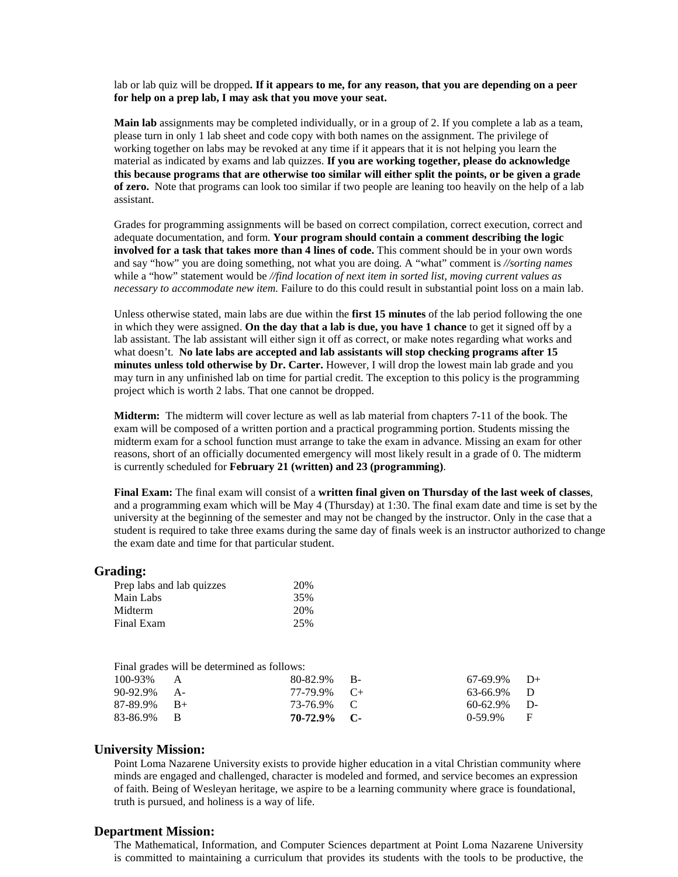lab or lab quiz will be dropped**. If it appears to me, for any reason, that you are depending on a peer for help on a prep lab, I may ask that you move your seat.**

**Main lab** assignments may be completed individually, or in a group of 2. If you complete a lab as a team, please turn in only 1 lab sheet and code copy with both names on the assignment. The privilege of working together on labs may be revoked at any time if it appears that it is not helping you learn the material as indicated by exams and lab quizzes. **If you are working together, please do acknowledge this because programs that are otherwise too similar will either split the points, or be given a grade of zero.** Note that programs can look too similar if two people are leaning too heavily on the help of a lab assistant.

Grades for programming assignments will be based on correct compilation, correct execution, correct and adequate documentation, and form. **Your program should contain a comment describing the logic involved for a task that takes more than 4 lines of code.** This comment should be in your own words and say "how" you are doing something, not what you are doing. A "what" comment is *//sorting names* while a "how" statement would be *//find location of next item in sorted list, moving current values as necessary to accommodate new item.* Failure to do this could result in substantial point loss on a main lab.

Unless otherwise stated, main labs are due within the **first 15 minutes** of the lab period following the one in which they were assigned. **On the day that a lab is due, you have 1 chance** to get it signed off by a lab assistant. The lab assistant will either sign it off as correct, or make notes regarding what works and what doesn't. **No late labs are accepted and lab assistants will stop checking programs after 15 minutes unless told otherwise by Dr. Carter.** However, I will drop the lowest main lab grade and you may turn in any unfinished lab on time for partial credit. The exception to this policy is the programming project which is worth 2 labs. That one cannot be dropped.

**Midterm:** The midterm will cover lecture as well as lab material from chapters 7-11 of the book. The exam will be composed of a written portion and a practical programming portion. Students missing the midterm exam for a school function must arrange to take the exam in advance. Missing an exam for other reasons, short of an officially documented emergency will most likely result in a grade of 0. The midterm is currently scheduled for **February 21 (written) and 23 (programming)**.

**Final Exam:** The final exam will consist of a **written final given on Thursday of the last week of classes**, and a programming exam which will be May 4 (Thursday) at 1:30. The final exam date and time is set by the university at the beginning of the semester and may not be changed by the instructor. Only in the case that a student is required to take three exams during the same day of finals week is an instructor authorized to change the exam date and time for that particular student.

## Grading:

| | |
|---|---|
| Prep labs and lab quizzes | 20% |
| Main Labs | 35% |
| Midterm | 20% |
| Final Exam | 25% |

Final grades will be determined as follows:

| | | | | | |
|---|---|---|---|---|---|
| 100-93% | A | 80-82.9% | B- | 67-69.9% | D+ |
| 90-92.9% | A- | 77-79.9% | C+ | 63-66.9% | D |
| 87-89.9% | B+ | 73-76.9% | C | 60-62.9% | D- |
| 83-86.9% | B | **70-72.9%** | **C-** | 0-59.9% | F |

## University Mission:

Point Loma Nazarene University exists to provide higher education in a vital Christian community where minds are engaged and challenged, character is modeled and formed, and service becomes an expression of faith. Being of Wesleyan heritage, we aspire to be a learning community where grace is foundational, truth is pursued, and holiness is a way of life.

## Department Mission:

The Mathematical, Information, and Computer Sciences department at Point Loma Nazarene University is committed to maintaining a curriculum that provides its students with the tools to be productive, the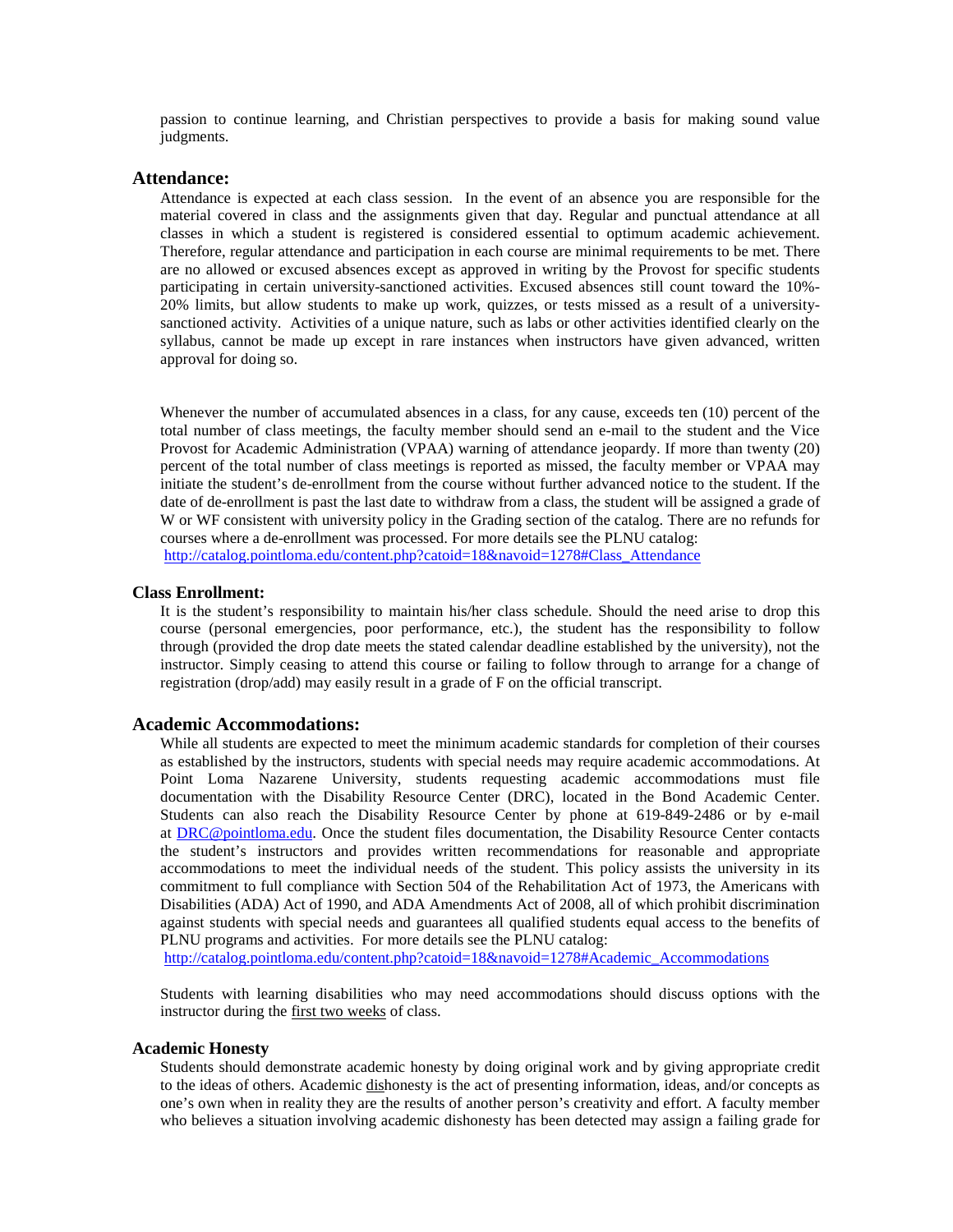passion to continue learning, and Christian perspectives to provide a basis for making sound value judgments.

## Attendance:

Attendance is expected at each class session. In the event of an absence you are responsible for the material covered in class and the assignments given that day. Regular and punctual attendance at all classes in which a student is registered is considered essential to optimum academic achievement. Therefore, regular attendance and participation in each course are minimal requirements to be met. There are no allowed or excused absences except as approved in writing by the Provost for specific students participating in certain university-sanctioned activities. Excused absences still count toward the 10%-20% limits, but allow students to make up work, quizzes, or tests missed as a result of a university-sanctioned activity. Activities of a unique nature, such as labs or other activities identified clearly on the syllabus, cannot be made up except in rare instances when instructors have given advanced, written approval for doing so.

Whenever the number of accumulated absences in a class, for any cause, exceeds ten (10) percent of the total number of class meetings, the faculty member should send an e-mail to the student and the Vice Provost for Academic Administration (VPAA) warning of attendance jeopardy. If more than twenty (20) percent of the total number of class meetings is reported as missed, the faculty member or VPAA may initiate the student's de-enrollment from the course without further advanced notice to the student. If the date of de-enrollment is past the last date to withdraw from a class, the student will be assigned a grade of W or WF consistent with university policy in the Grading section of the catalog. There are no refunds for courses where a de-enrollment was processed. For more details see the PLNU catalog:
http://catalog.pointloma.edu/content.php?catoid=18&navoid=1278#Class_Attendance

### Class Enrollment:

It is the student's responsibility to maintain his/her class schedule. Should the need arise to drop this course (personal emergencies, poor performance, etc.), the student has the responsibility to follow through (provided the drop date meets the stated calendar deadline established by the university), not the instructor. Simply ceasing to attend this course or failing to follow through to arrange for a change of registration (drop/add) may easily result in a grade of F on the official transcript.

## Academic Accommodations:

While all students are expected to meet the minimum academic standards for completion of their courses as established by the instructors, students with special needs may require academic accommodations. At Point Loma Nazarene University, students requesting academic accommodations must file documentation with the Disability Resource Center (DRC), located in the Bond Academic Center. Students can also reach the Disability Resource Center by phone at 619-849-2486 or by e-mail at DRC@pointloma.edu. Once the student files documentation, the Disability Resource Center contacts the student's instructors and provides written recommendations for reasonable and appropriate accommodations to meet the individual needs of the student. This policy assists the university in its commitment to full compliance with Section 504 of the Rehabilitation Act of 1973, the Americans with Disabilities (ADA) Act of 1990, and ADA Amendments Act of 2008, all of which prohibit discrimination against students with special needs and guarantees all qualified students equal access to the benefits of PLNU programs and activities. For more details see the PLNU catalog:
http://catalog.pointloma.edu/content.php?catoid=18&navoid=1278#Academic_Accommodations

Students with learning disabilities who may need accommodations should discuss options with the instructor during the first two weeks of class.

### Academic Honesty

Students should demonstrate academic honesty by doing original work and by giving appropriate credit to the ideas of others. Academic dishonesty is the act of presenting information, ideas, and/or concepts as one's own when in reality they are the results of another person's creativity and effort. A faculty member who believes a situation involving academic dishonesty has been detected may assign a failing grade for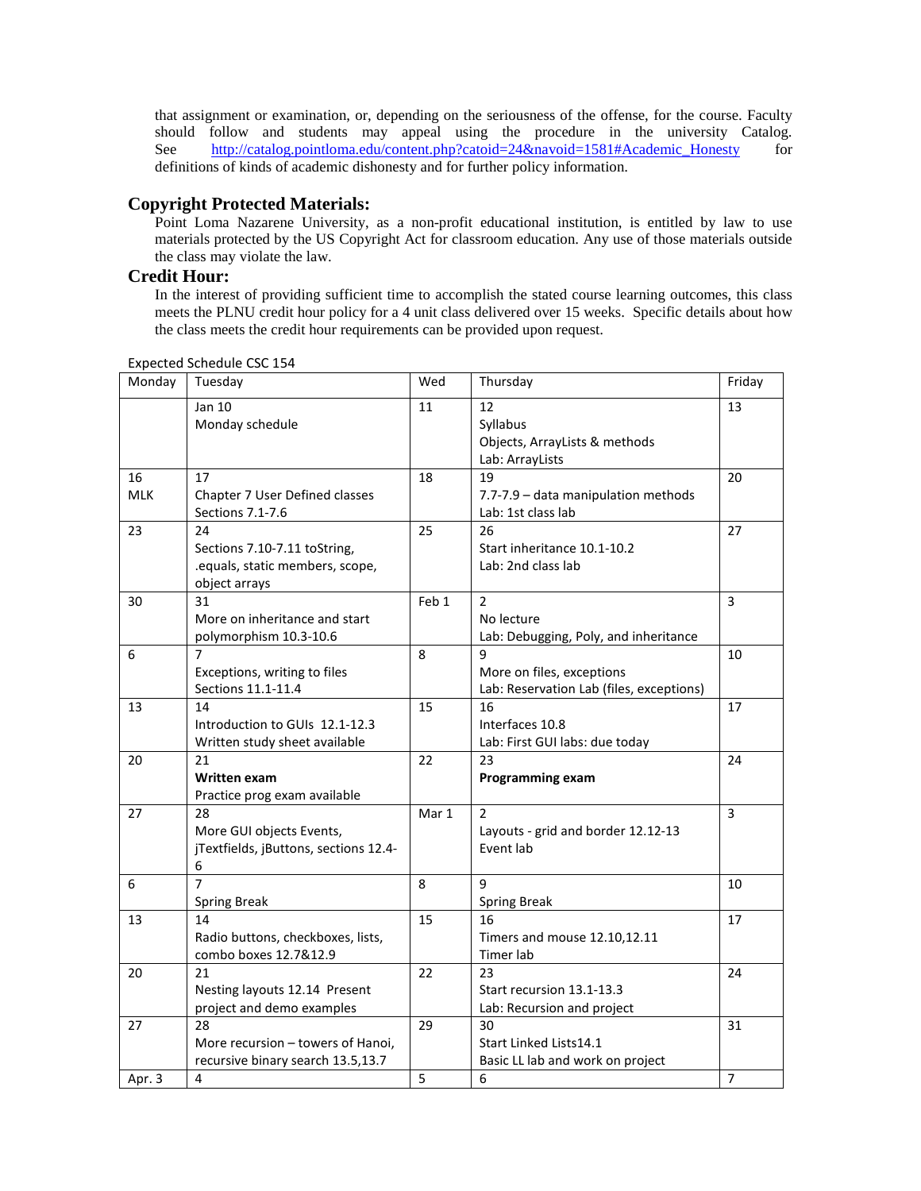that assignment or examination, or, depending on the seriousness of the offense, for the course. Faculty should follow and students may appeal using the procedure in the university Catalog. See http://catalog.pointloma.edu/content.php?catoid=24&navoid=1581#Academic_Honesty for definitions of kinds of academic dishonesty and for further policy information.

## Copyright Protected Materials:

Point Loma Nazarene University, as a non-profit educational institution, is entitled by law to use materials protected by the US Copyright Act for classroom education. Any use of those materials outside the class may violate the law.

## Credit Hour:

In the interest of providing sufficient time to accomplish the stated course learning outcomes, this class meets the PLNU credit hour policy for a 4 unit class delivered over 15 weeks. Specific details about how the class meets the credit hour requirements can be provided upon request.

Expected Schedule CSC 154

| Monday | Tuesday | Wed | Thursday | Friday |
|---|---|---|---|---|
| | Jan 10<br>Monday schedule | 11 | 12<br>Syllabus<br>Objects, ArrayLists & methods<br>Lab: ArrayLists | 13 |
| 16<br>MLK | 17<br>Chapter 7 User Defined classes<br>Sections 7.1-7.6 | 18 | 19<br>7.7-7.9 – data manipulation methods<br>Lab: 1st class lab | 20 |
| 23 | 24<br>Sections 7.10-7.11 toString, .equals, static members, scope, object arrays | 25 | 26<br>Start inheritance 10.1-10.2<br>Lab: 2nd class lab | 27 |
| 30 | 31<br>More on inheritance and start polymorphism 10.3-10.6 | Feb 1 | 2<br>No lecture<br>Lab: Debugging, Poly, and inheritance | 3 |
| 6 | 7<br>Exceptions, writing to files<br>Sections 11.1-11.4 | 8 | 9<br>More on files, exceptions<br>Lab: Reservation Lab (files, exceptions) | 10 |
| 13 | 14<br>Introduction to GUIs 12.1-12.3<br>Written study sheet available | 15 | 16<br>Interfaces 10.8<br>Lab: First GUI labs: due today | 17 |
| 20 | 21<br>**Written exam**<br>Practice prog exam available | 22 | 23<br>**Programming exam** | 24 |
| 27 | 28<br>More GUI objects Events, jTextfields, jButtons, sections 12.4-6 | Mar 1 | 2<br>Layouts - grid and border 12.12-13<br>Event lab | 3 |
| 6 | 7<br>Spring Break | 8 | 9<br>Spring Break | 10 |
| 13 | 14<br>Radio buttons, checkboxes, lists, combo boxes 12.7&12.9 | 15 | 16<br>Timers and mouse 12.10,12.11<br>Timer lab | 17 |
| 20 | 21<br>Nesting layouts 12.14 Present project and demo examples | 22 | 23<br>Start recursion 13.1-13.3<br>Lab: Recursion and project | 24 |
| 27 | 28<br>More recursion – towers of Hanoi, recursive binary search 13.5,13.7 | 29 | 30<br>Start Linked Lists14.1<br>Basic LL lab and work on project | 31 |
| Apr. 3 | 4 | 5 | 6 | 7 |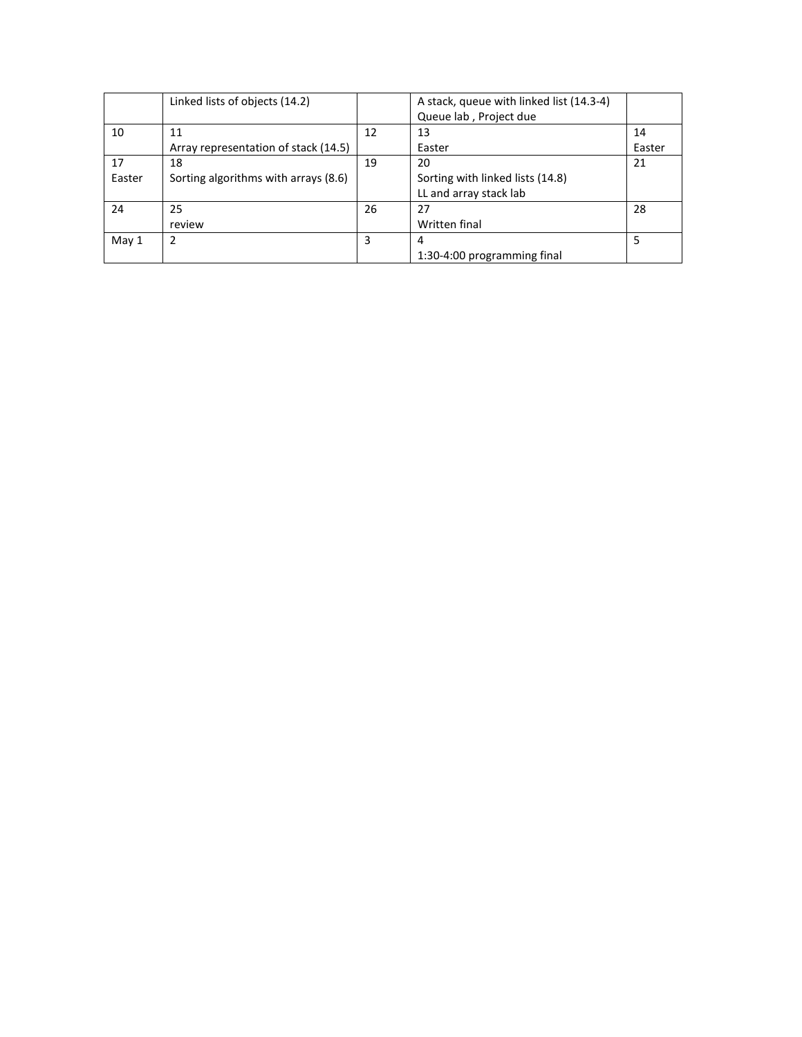| | | | | |
|---|---|---|---|---|
| | Linked lists of objects (14.2) | | A stack, queue with linked list (14.3-4)<br>Queue lab , Project due | |
| 10 | 11<br>Array representation of stack (14.5) | 12 | 13<br>Easter | 14<br>Easter |
| 17<br>Easter | 18<br>Sorting algorithms with arrays (8.6) | 19 | 20<br>Sorting with linked lists (14.8)<br>LL and array stack lab | 21 |
| 24 | 25<br>review | 26 | 27<br>Written final | 28 |
| May 1 | 2 | 3 | 4<br>1:30-4:00 programming final | 5 |